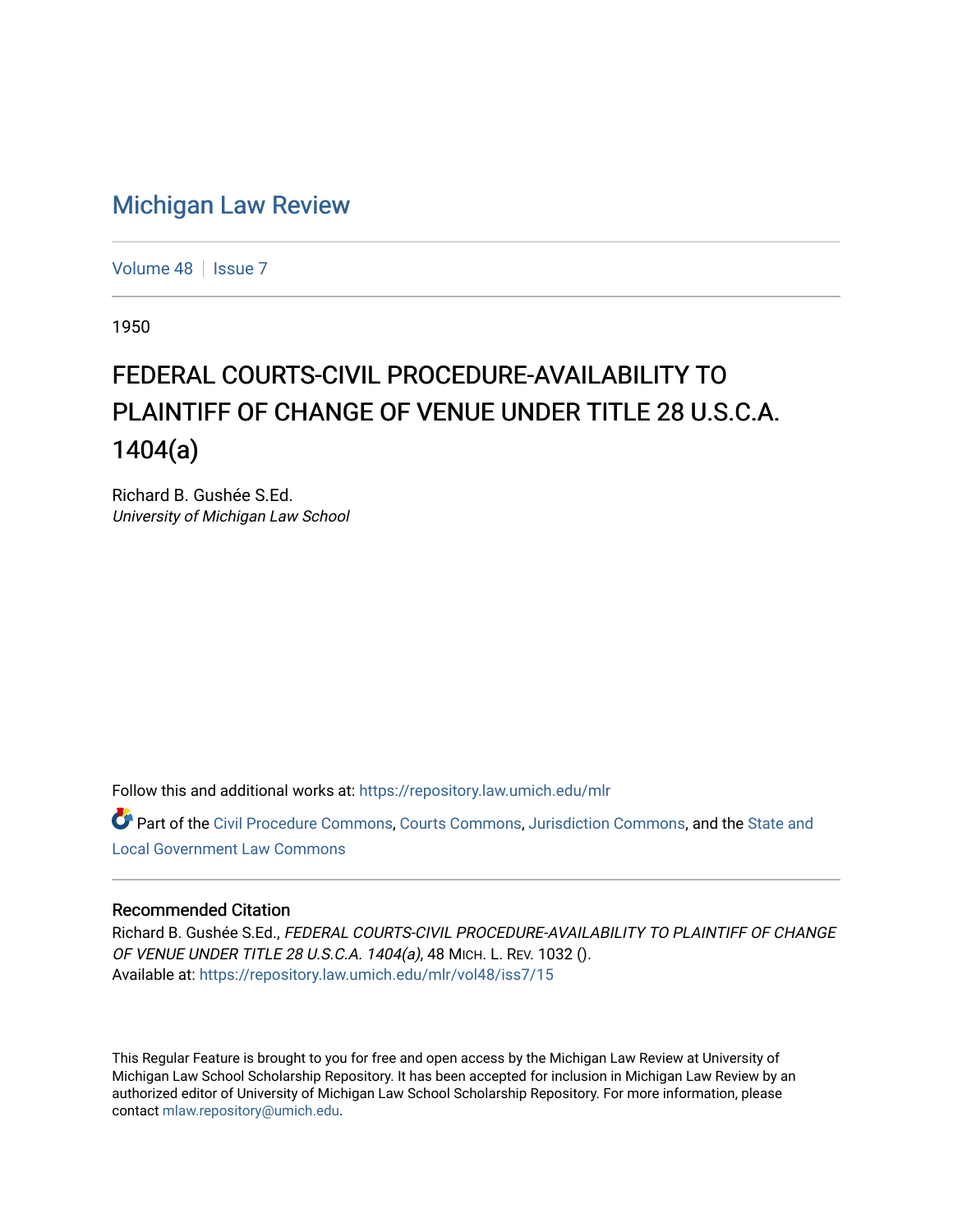# Michigan Law Review

Volume 48 | Issue 7

1950

## FEDERAL COURTS-CIVIL PROCEDURE-AVAILABILITY TO PLAINTIFF OF CHANGE OF VENUE UNDER TITLE 28 U.S.C.A. 1404(a)

Richard B. Gushée S.Ed.
*University of Michigan Law School*

Follow this and additional works at: https://repository.law.umich.edu/mlr

Part of the Civil Procedure Commons, Courts Commons, Jurisdiction Commons, and the State and Local Government Law Commons

### Recommended Citation

Richard B. Gushée S.Ed., *FEDERAL COURTS-CIVIL PROCEDURE-AVAILABILITY TO PLAINTIFF OF CHANGE OF VENUE UNDER TITLE 28 U.S.C.A. 1404(a)*, 48 MICH. L. REV. 1032 ().
Available at: https://repository.law.umich.edu/mlr/vol48/iss7/15

This Regular Feature is brought to you for free and open access by the Michigan Law Review at University of Michigan Law School Scholarship Repository. It has been accepted for inclusion in Michigan Law Review by an authorized editor of University of Michigan Law School Scholarship Repository. For more information, please contact mlaw.repository@umich.edu.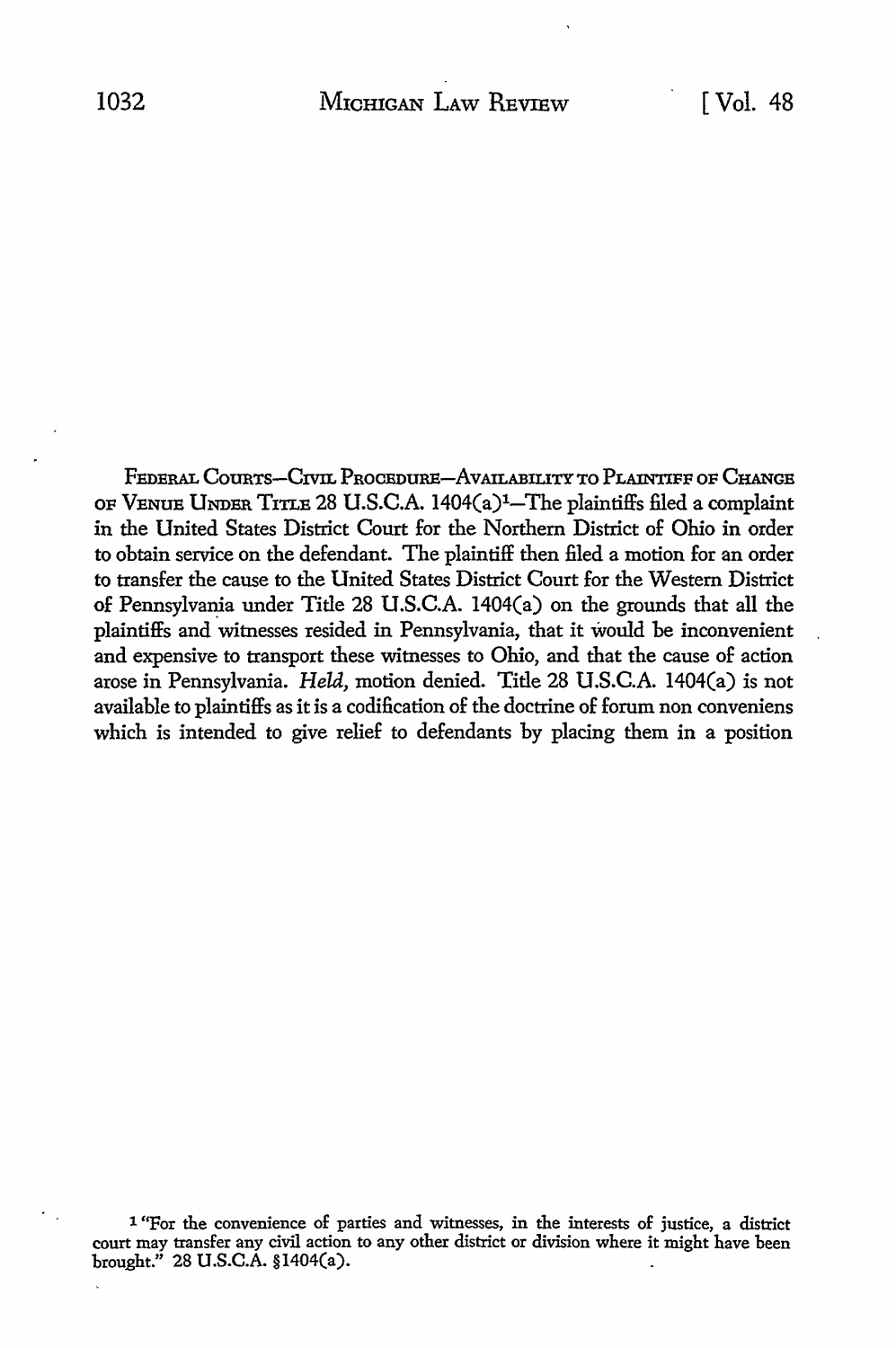FEDERAL COURTS—CIVIL PROCEDURE—AVAILABILITY TO PLAINTIFF OF CHANGE OF VENUE UNDER TITLE 28 U.S.C.A. 1404(a)[1]—The plaintiffs filed a complaint in the United States District Court for the Northern District of Ohio in order to obtain service on the defendant. The plaintiff then filed a motion for an order to transfer the cause to the United States District Court for the Western District of Pennsylvania under Title 28 U.S.C.A. 1404(a) on the grounds that all the plaintiffs and witnesses resided in Pennsylvania, that it would be inconvenient and expensive to transport these witnesses to Ohio, and that the cause of action arose in Pennsylvania. *Held,* motion denied. Title 28 U.S.C.A. 1404(a) is not available to plaintiffs as it is a codification of the doctrine of forum non conveniens which is intended to give relief to defendants by placing them in a position

[1] "For the convenience of parties and witnesses, in the interests of justice, a district court may transfer any civil action to any other district or division where it might have been brought." 28 U.S.C.A. §1404(a).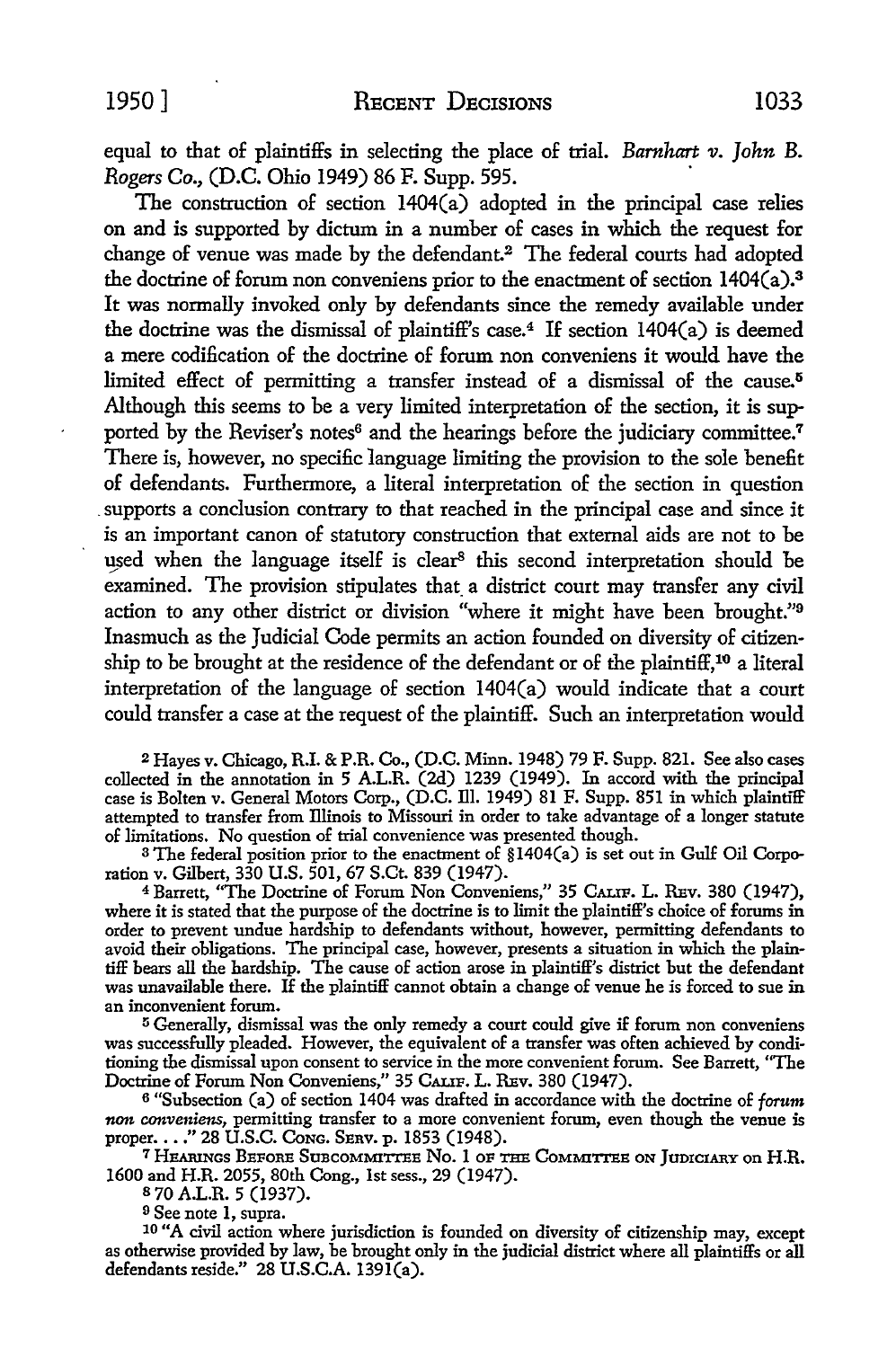equal to that of plaintiffs in selecting the place of trial. *Barnhart v. John B. Rogers Co.,* (D.C. Ohio 1949) 86 F. Supp. 595.

The construction of section 1404(a) adopted in the principal case relies on and is supported by dictum in a number of cases in which the request for change of venue was made by the defendant.[2] The federal courts had adopted the doctrine of forum non conveniens prior to the enactment of section 1404(a).[3] It was normally invoked only by defendants since the remedy available under the doctrine was the dismissal of plaintiff's case.[4] If section 1404(a) is deemed a mere codification of the doctrine of forum non conveniens it would have the limited effect of permitting a transfer instead of a dismissal of the cause.[5] Although this seems to be a very limited interpretation of the section, it is supported by the Reviser's notes[6] and the hearings before the judiciary committee.[7] There is, however, no specific language limiting the provision to the sole benefit of defendants. Furthermore, a literal interpretation of the section in question supports a conclusion contrary to that reached in the principal case and since it is an important canon of statutory construction that external aids are not to be used when the language itself is clear[8] this second interpretation should be examined. The provision stipulates that a district court may transfer any civil action to any other district or division "where it might have been brought."[9] Inasmuch as the Judicial Code permits an action founded on diversity of citizenship to be brought at the residence of the defendant or of the plaintiff,[10] a literal interpretation of the language of section 1404(a) would indicate that a court could transfer a case at the request of the plaintiff. Such an interpretation would

---

[2] Hayes v. Chicago, R.I. & P.R. Co., (D.C. Minn. 1948) 79 F. Supp. 821. See also cases collected in the annotation in 5 A.L.R. (2d) 1239 (1949). In accord with the principal case is Bolten v. General Motors Corp., (D.C. Ill. 1949) 81 F. Supp. 851 in which plaintiff attempted to transfer from Illinois to Missouri in order to take advantage of a longer statute of limitations. No question of trial convenience was presented though.

[3] The federal position prior to the enactment of §1404(a) is set out in Gulf Oil Corporation v. Gilbert, 330 U.S. 501, 67 S.Ct. 839 (1947).

[4] Barrett, "The Doctrine of Forum Non Conveniens," 35 CALIF. L. REV. 380 (1947), where it is stated that the purpose of the doctrine is to limit the plaintiff's choice of forums in order to prevent undue hardship to defendants without, however, permitting defendants to avoid their obligations. The principal case, however, presents a situation in which the plaintiff bears all the hardship. The cause of action arose in plaintiff's district but the defendant was unavailable there. If the plaintiff cannot obtain a change of venue he is forced to sue in an inconvenient forum.

[5] Generally, dismissal was the only remedy a court could give if forum non conveniens was successfully pleaded. However, the equivalent of a transfer was often achieved by conditioning the dismissal upon consent to service in the more convenient forum. See Barrett, "The Doctrine of Forum Non Conveniens," 35 CALIF. L. REV. 380 (1947).

[6] "Subsection (a) of section 1404 was drafted in accordance with the doctrine of *forum non conveniens,* permitting transfer to a more convenient forum, even though the venue is proper. . . ." 28 U.S.C. CONG. SERV. p. 1853 (1948).

[7] HEARINGS BEFORE SUBCOMMITTEE No. 1 OF THE COMMITTEE ON JUDICIARY on H.R. 1600 and H.R. 2055, 80th Cong., 1st sess., 29 (1947).

[8] 70 A.L.R. 5 (1937).

[9] See note 1, supra.

[10] "A civil action where jurisdiction is founded on diversity of citizenship may, except as otherwise provided by law, be brought only in the judicial district where all plaintiffs or all defendants reside." 28 U.S.C.A. 1391(a).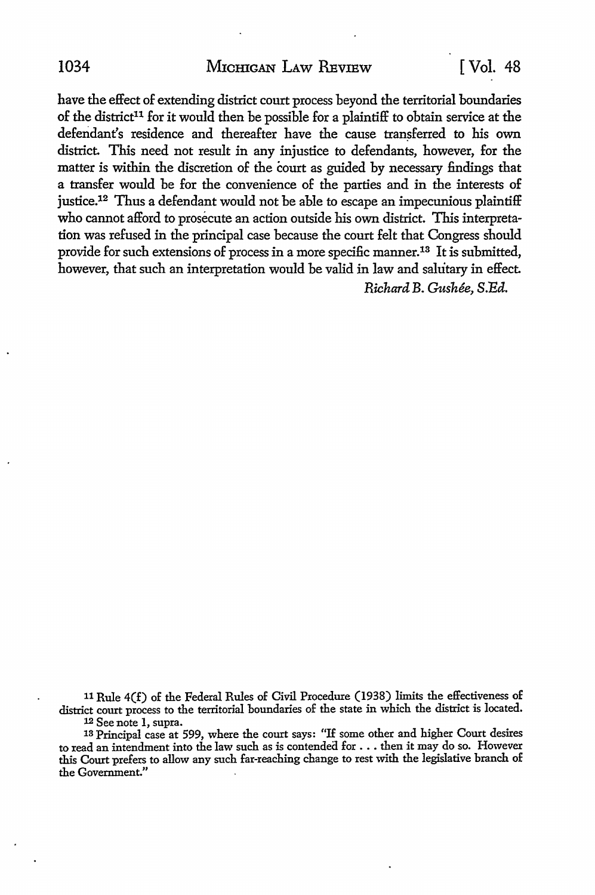have the effect of extending district court process beyond the territorial boundaries of the district[11] for it would then be possible for a plaintiff to obtain service at the defendant's residence and thereafter have the cause transferred to his own district. This need not result in any injustice to defendants, however, for the matter is within the discretion of the court as guided by necessary findings that a transfer would be for the convenience of the parties and in the interests of justice.[12] Thus a defendant would not be able to escape an impecunious plaintiff who cannot afford to prosecute an action outside his own district. This interpretation was refused in the principal case because the court felt that Congress should provide for such extensions of process in a more specific manner.[13] It is submitted, however, that such an interpretation would be valid in law and salutary in effect.

*Richard B. Gushée, S.Ed.*

---

[11] Rule 4(f) of the Federal Rules of Civil Procedure (1938) limits the effectiveness of district court process to the territorial boundaries of the state in which the district is located.

[12] See note 1, supra.

[13] Principal case at 599, where the court says: "If some other and higher Court desires to read an intendment into the law such as is contended for . . . then it may do so. However this Court prefers to allow any such far-reaching change to rest with the legislative branch of the Government."